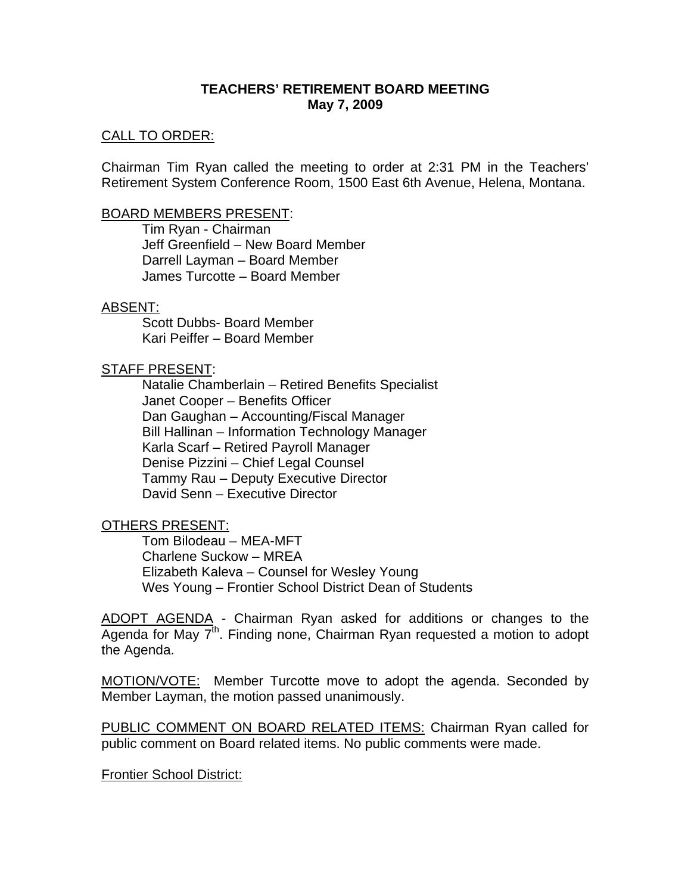# TEACHERS' RETIREMENT BOARD MEETING
## May 7, 2009

CALL TO ORDER:

Chairman Tim Ryan called the meeting to order at 2:31 PM in the Teachers' Retirement System Conference Room, 1500 East 6th Avenue, Helena, Montana.

BOARD MEMBERS PRESENT:

- Tim Ryan - Chairman
- Jeff Greenfield – New Board Member
- Darrell Layman – Board Member
- James Turcotte – Board Member

ABSENT:

- Scott Dubbs- Board Member
- Kari Peiffer – Board Member

STAFF PRESENT:

- Natalie Chamberlain – Retired Benefits Specialist
- Janet Cooper – Benefits Officer
- Dan Gaughan – Accounting/Fiscal Manager
- Bill Hallinan – Information Technology Manager
- Karla Scarf – Retired Payroll Manager
- Denise Pizzini – Chief Legal Counsel
- Tammy Rau – Deputy Executive Director
- David Senn – Executive Director

OTHERS PRESENT:

- Tom Bilodeau – MEA-MFT
- Charlene Suckow – MREA
- Elizabeth Kaleva – Counsel for Wesley Young
- Wes Young – Frontier School District Dean of Students

ADOPT AGENDA - Chairman Ryan asked for additions or changes to the Agenda for May 7th. Finding none, Chairman Ryan requested a motion to adopt the Agenda.

MOTION/VOTE: Member Turcotte move to adopt the agenda. Seconded by Member Layman, the motion passed unanimously.

PUBLIC COMMENT ON BOARD RELATED ITEMS: Chairman Ryan called for public comment on Board related items. No public comments were made.

Frontier School District: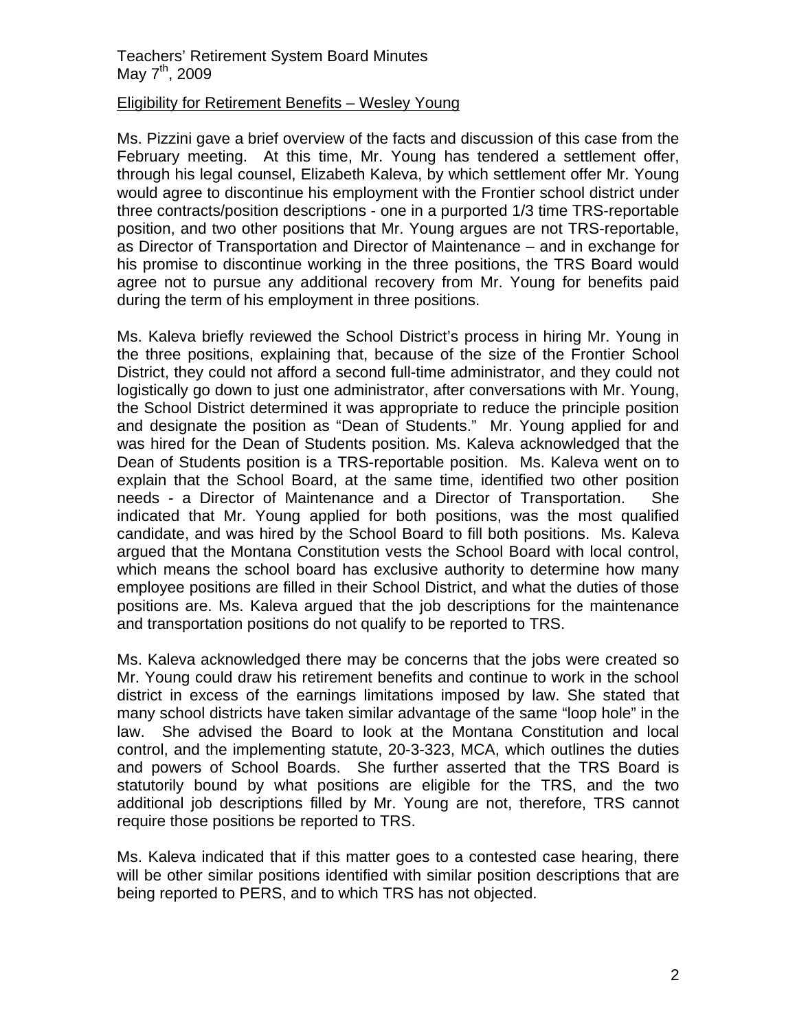## Eligibility for Retirement Benefits – Wesley Young

Ms. Pizzini gave a brief overview of the facts and discussion of this case from the February meeting. At this time, Mr. Young has tendered a settlement offer, through his legal counsel, Elizabeth Kaleva, by which settlement offer Mr. Young would agree to discontinue his employment with the Frontier school district under three contracts/position descriptions - one in a purported 1/3 time TRS-reportable position, and two other positions that Mr. Young argues are not TRS-reportable, as Director of Transportation and Director of Maintenance – and in exchange for his promise to discontinue working in the three positions, the TRS Board would agree not to pursue any additional recovery from Mr. Young for benefits paid during the term of his employment in three positions.

Ms. Kaleva briefly reviewed the School District's process in hiring Mr. Young in the three positions, explaining that, because of the size of the Frontier School District, they could not afford a second full-time administrator, and they could not logistically go down to just one administrator, after conversations with Mr. Young, the School District determined it was appropriate to reduce the principle position and designate the position as "Dean of Students." Mr. Young applied for and was hired for the Dean of Students position. Ms. Kaleva acknowledged that the Dean of Students position is a TRS-reportable position. Ms. Kaleva went on to explain that the School Board, at the same time, identified two other position needs - a Director of Maintenance and a Director of Transportation. She indicated that Mr. Young applied for both positions, was the most qualified candidate, and was hired by the School Board to fill both positions. Ms. Kaleva argued that the Montana Constitution vests the School Board with local control, which means the school board has exclusive authority to determine how many employee positions are filled in their School District, and what the duties of those positions are. Ms. Kaleva argued that the job descriptions for the maintenance and transportation positions do not qualify to be reported to TRS.

Ms. Kaleva acknowledged there may be concerns that the jobs were created so Mr. Young could draw his retirement benefits and continue to work in the school district in excess of the earnings limitations imposed by law. She stated that many school districts have taken similar advantage of the same "loop hole" in the law. She advised the Board to look at the Montana Constitution and local control, and the implementing statute, 20-3-323, MCA, which outlines the duties and powers of School Boards. She further asserted that the TRS Board is statutorily bound by what positions are eligible for the TRS, and the two additional job descriptions filled by Mr. Young are not, therefore, TRS cannot require those positions be reported to TRS.

Ms. Kaleva indicated that if this matter goes to a contested case hearing, there will be other similar positions identified with similar position descriptions that are being reported to PERS, and to which TRS has not objected.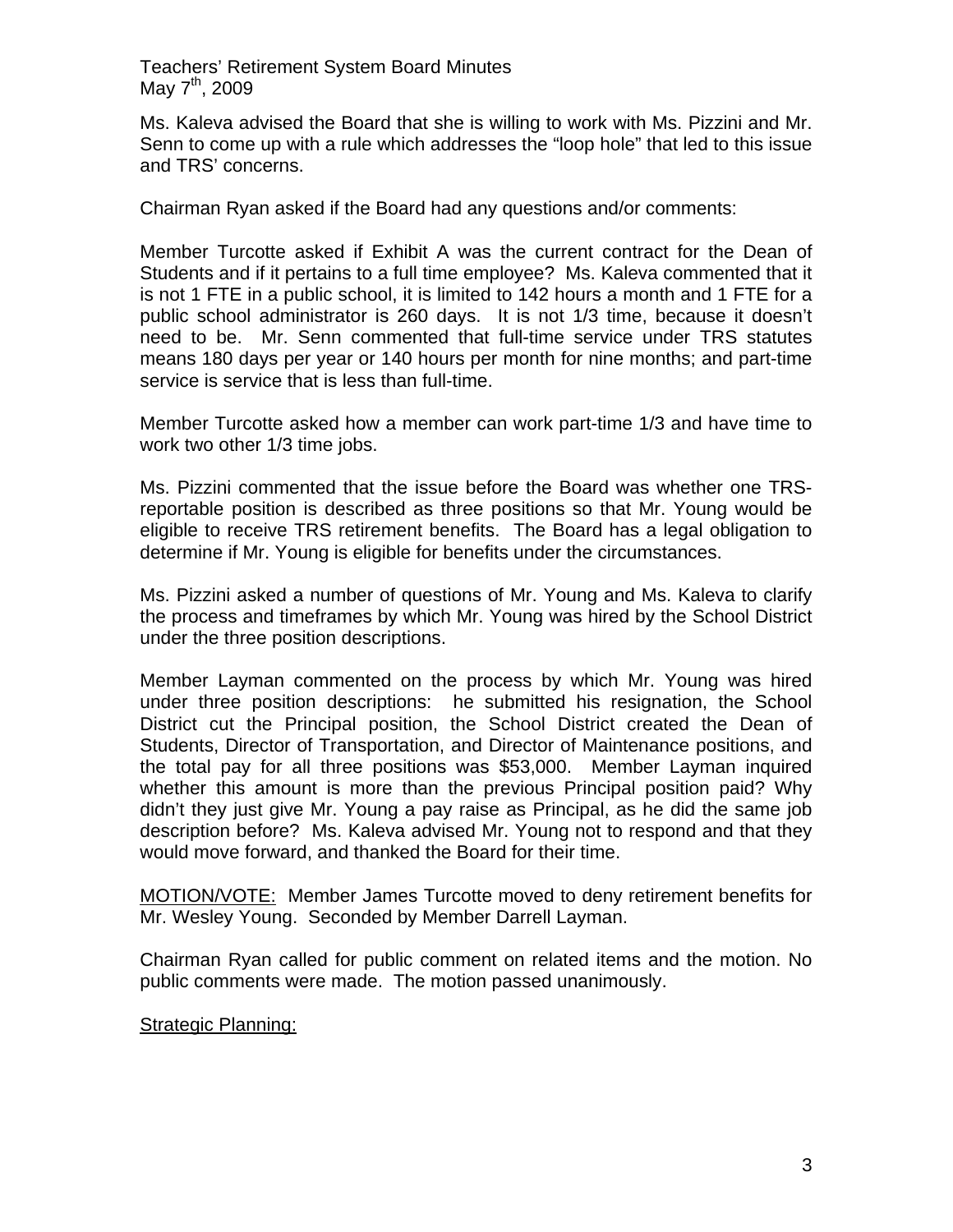Ms. Kaleva advised the Board that she is willing to work with Ms. Pizzini and Mr. Senn to come up with a rule which addresses the "loop hole" that led to this issue and TRS' concerns.

Chairman Ryan asked if the Board had any questions and/or comments:

Member Turcotte asked if Exhibit A was the current contract for the Dean of Students and if it pertains to a full time employee? Ms. Kaleva commented that it is not 1 FTE in a public school, it is limited to 142 hours a month and 1 FTE for a public school administrator is 260 days. It is not 1/3 time, because it doesn't need to be. Mr. Senn commented that full-time service under TRS statutes means 180 days per year or 140 hours per month for nine months; and part-time service is service that is less than full-time.

Member Turcotte asked how a member can work part-time 1/3 and have time to work two other 1/3 time jobs.

Ms. Pizzini commented that the issue before the Board was whether one TRS-reportable position is described as three positions so that Mr. Young would be eligible to receive TRS retirement benefits. The Board has a legal obligation to determine if Mr. Young is eligible for benefits under the circumstances.

Ms. Pizzini asked a number of questions of Mr. Young and Ms. Kaleva to clarify the process and timeframes by which Mr. Young was hired by the School District under the three position descriptions.

Member Layman commented on the process by which Mr. Young was hired under three position descriptions: he submitted his resignation, the School District cut the Principal position, the School District created the Dean of Students, Director of Transportation, and Director of Maintenance positions, and the total pay for all three positions was $53,000. Member Layman inquired whether this amount is more than the previous Principal position paid? Why didn't they just give Mr. Young a pay raise as Principal, as he did the same job description before? Ms. Kaleva advised Mr. Young not to respond and that they would move forward, and thanked the Board for their time.

MOTION/VOTE: Member James Turcotte moved to deny retirement benefits for Mr. Wesley Young. Seconded by Member Darrell Layman.

Chairman Ryan called for public comment on related items and the motion. No public comments were made. The motion passed unanimously.

Strategic Planning: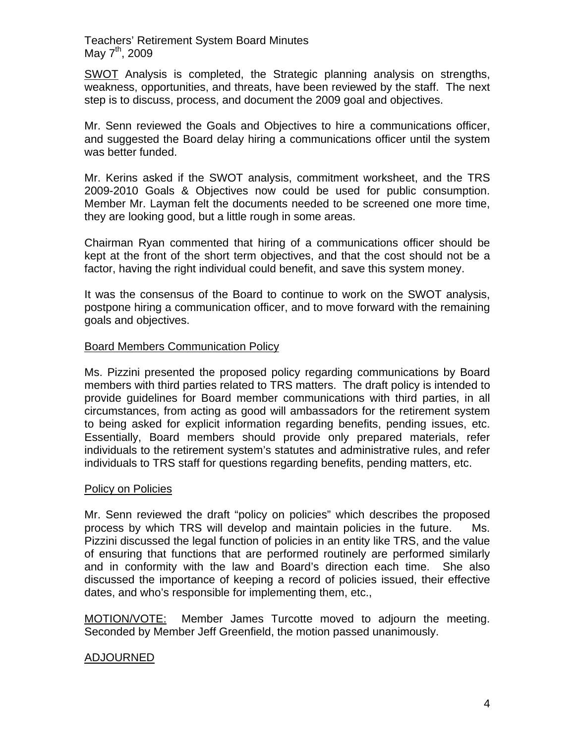SWOT Analysis is completed, the Strategic planning analysis on strengths, weakness, opportunities, and threats, have been reviewed by the staff. The next step is to discuss, process, and document the 2009 goal and objectives.

Mr. Senn reviewed the Goals and Objectives to hire a communications officer, and suggested the Board delay hiring a communications officer until the system was better funded.

Mr. Kerins asked if the SWOT analysis, commitment worksheet, and the TRS 2009-2010 Goals & Objectives now could be used for public consumption. Member Mr. Layman felt the documents needed to be screened one more time, they are looking good, but a little rough in some areas.

Chairman Ryan commented that hiring of a communications officer should be kept at the front of the short term objectives, and that the cost should not be a factor, having the right individual could benefit, and save this system money.

It was the consensus of the Board to continue to work on the SWOT analysis, postpone hiring a communication officer, and to move forward with the remaining goals and objectives.

Board Members Communication Policy

Ms. Pizzini presented the proposed policy regarding communications by Board members with third parties related to TRS matters. The draft policy is intended to provide guidelines for Board member communications with third parties, in all circumstances, from acting as good will ambassadors for the retirement system to being asked for explicit information regarding benefits, pending issues, etc. Essentially, Board members should provide only prepared materials, refer individuals to the retirement system's statutes and administrative rules, and refer individuals to TRS staff for questions regarding benefits, pending matters, etc.

Policy on Policies

Mr. Senn reviewed the draft "policy on policies" which describes the proposed process by which TRS will develop and maintain policies in the future. Ms. Pizzini discussed the legal function of policies in an entity like TRS, and the value of ensuring that functions that are performed routinely are performed similarly and in conformity with the law and Board's direction each time. She also discussed the importance of keeping a record of policies issued, their effective dates, and who's responsible for implementing them, etc.,

MOTION/VOTE: Member James Turcotte moved to adjourn the meeting. Seconded by Member Jeff Greenfield, the motion passed unanimously.

ADJOURNED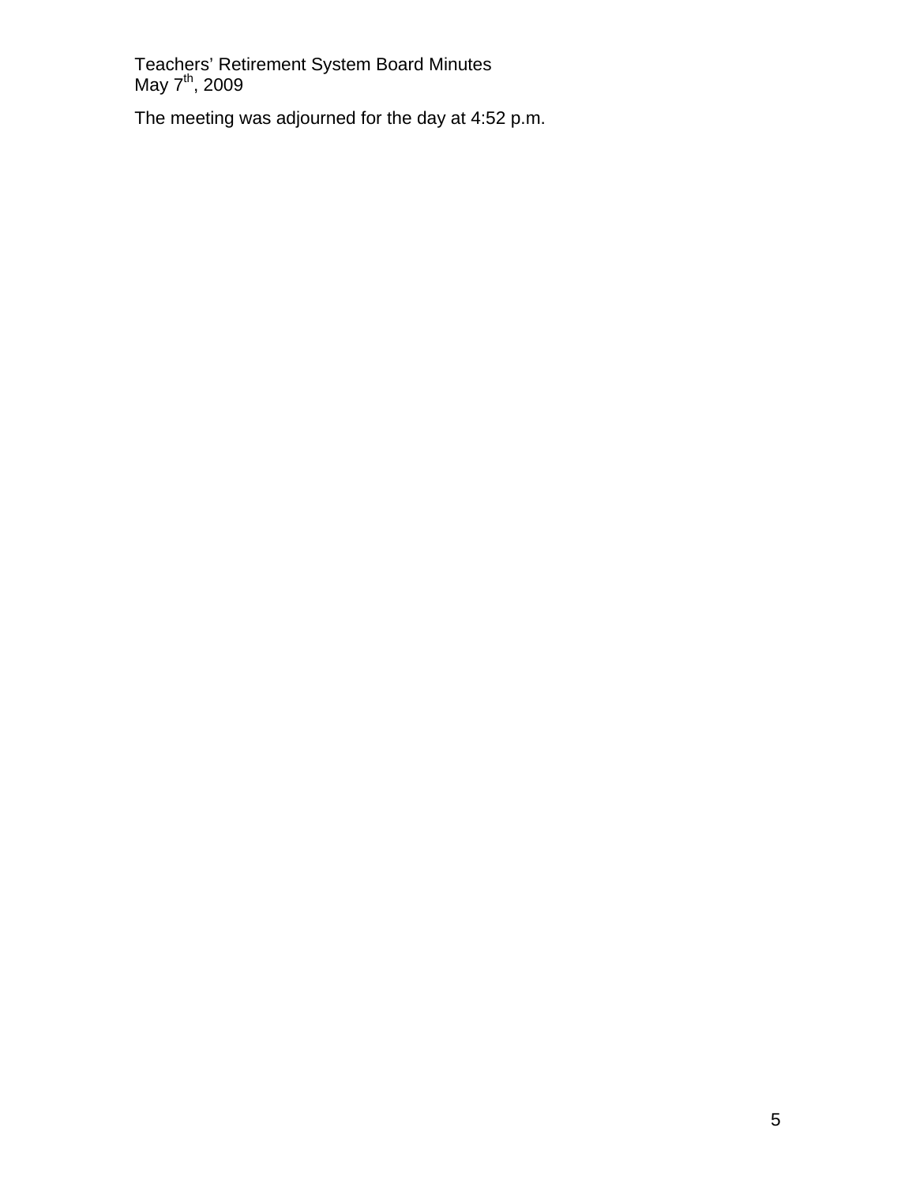The meeting was adjourned for the day at 4:52 p.m.